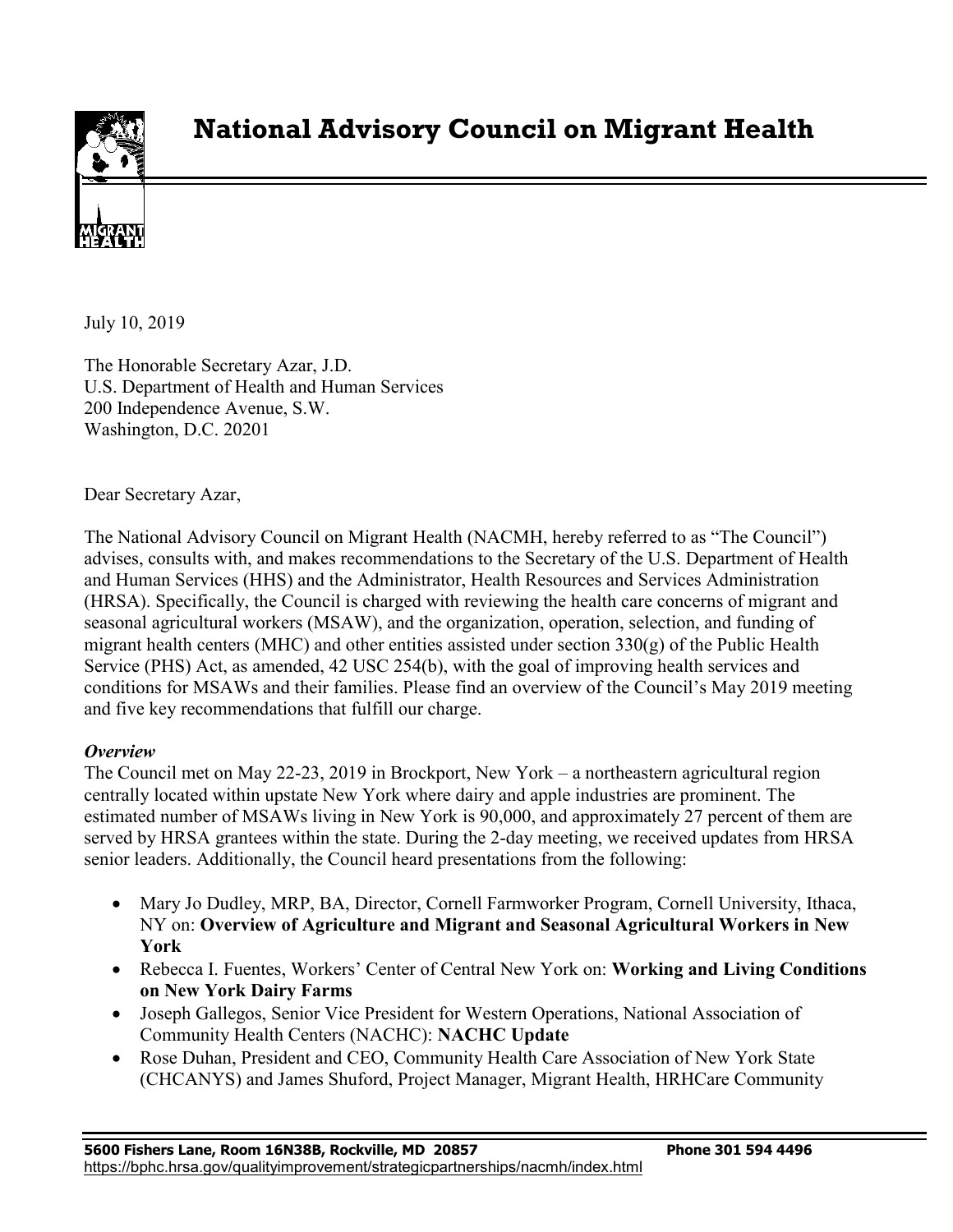# National Advisory Council on Migrant Health

July 10, 2019

The Honorable Secretary Azar, J.D.
U.S. Department of Health and Human Services
200 Independence Avenue, S.W.
Washington, D.C. 20201

Dear Secretary Azar,

The National Advisory Council on Migrant Health (NACMH, hereby referred to as "The Council") advises, consults with, and makes recommendations to the Secretary of the U.S. Department of Health and Human Services (HHS) and the Administrator, Health Resources and Services Administration (HRSA). Specifically, the Council is charged with reviewing the health care concerns of migrant and seasonal agricultural workers (MSAW), and the organization, operation, selection, and funding of migrant health centers (MHC) and other entities assisted under section 330(g) of the Public Health Service (PHS) Act, as amended, 42 USC 254(b), with the goal of improving health services and conditions for MSAWs and their families. Please find an overview of the Council's May 2019 meeting and five key recommendations that fulfill our charge.

***Overview***

The Council met on May 22-23, 2019 in Brockport, New York – a northeastern agricultural region centrally located within upstate New York where dairy and apple industries are prominent. The estimated number of MSAWs living in New York is 90,000, and approximately 27 percent of them are served by HRSA grantees within the state. During the 2-day meeting, we received updates from HRSA senior leaders. Additionally, the Council heard presentations from the following:

- Mary Jo Dudley, MRP, BA, Director, Cornell Farmworker Program, Cornell University, Ithaca, NY on: **Overview of Agriculture and Migrant and Seasonal Agricultural Workers in New York**
- Rebecca I. Fuentes, Workers' Center of Central New York on: **Working and Living Conditions on New York Dairy Farms**
- Joseph Gallegos, Senior Vice President for Western Operations, National Association of Community Health Centers (NACHC): **NACHC Update**
- Rose Duhan, President and CEO, Community Health Care Association of New York State (CHCANYS) and James Shuford, Project Manager, Migrant Health, HRHCare Community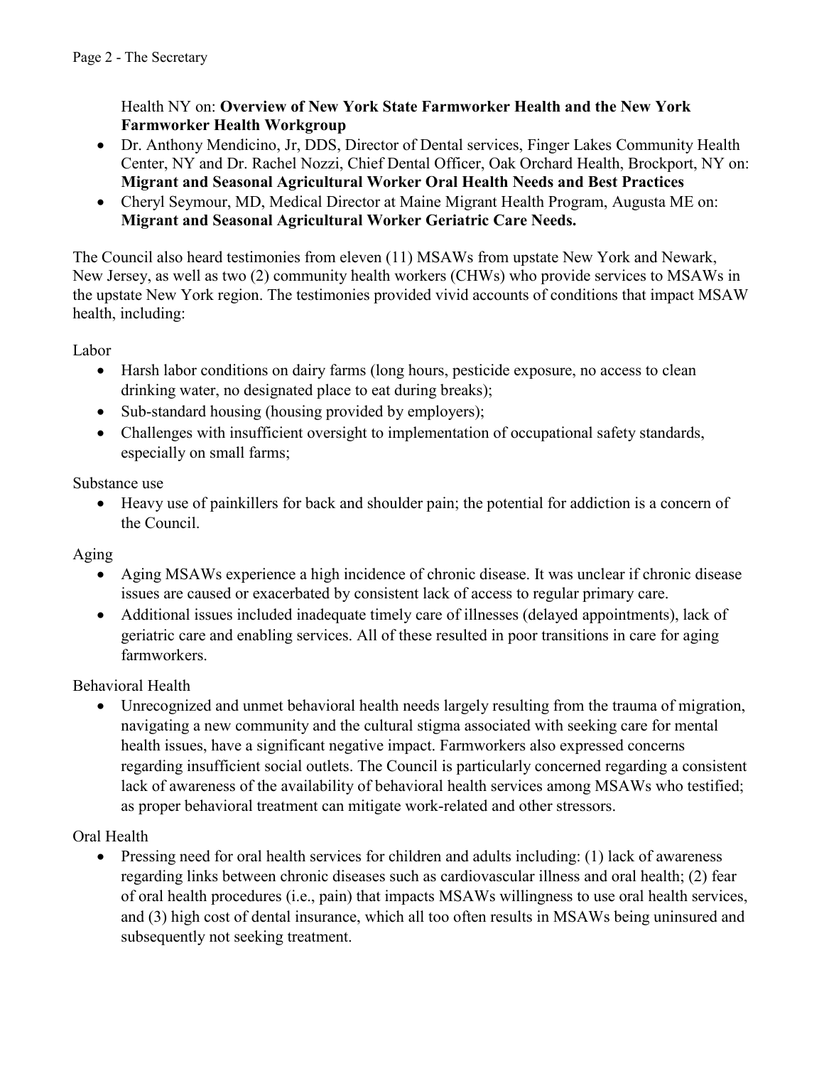Health NY on: **Overview of New York State Farmworker Health and the New York Farmworker Health Workgroup**

- Dr. Anthony Mendicino, Jr, DDS, Director of Dental services, Finger Lakes Community Health Center, NY and Dr. Rachel Nozzi, Chief Dental Officer, Oak Orchard Health, Brockport, NY on: **Migrant and Seasonal Agricultural Worker Oral Health Needs and Best Practices**
- Cheryl Seymour, MD, Medical Director at Maine Migrant Health Program, Augusta ME on: **Migrant and Seasonal Agricultural Worker Geriatric Care Needs.**

The Council also heard testimonies from eleven (11) MSAWs from upstate New York and Newark, New Jersey, as well as two (2) community health workers (CHWs) who provide services to MSAWs in the upstate New York region. The testimonies provided vivid accounts of conditions that impact MSAW health, including:

Labor

- Harsh labor conditions on dairy farms (long hours, pesticide exposure, no access to clean drinking water, no designated place to eat during breaks);
- Sub-standard housing (housing provided by employers);
- Challenges with insufficient oversight to implementation of occupational safety standards, especially on small farms;

Substance use

- Heavy use of painkillers for back and shoulder pain; the potential for addiction is a concern of the Council.

Aging

- Aging MSAWs experience a high incidence of chronic disease. It was unclear if chronic disease issues are caused or exacerbated by consistent lack of access to regular primary care.
- Additional issues included inadequate timely care of illnesses (delayed appointments), lack of geriatric care and enabling services. All of these resulted in poor transitions in care for aging farmworkers.

Behavioral Health

- Unrecognized and unmet behavioral health needs largely resulting from the trauma of migration, navigating a new community and the cultural stigma associated with seeking care for mental health issues, have a significant negative impact. Farmworkers also expressed concerns regarding insufficient social outlets. The Council is particularly concerned regarding a consistent lack of awareness of the availability of behavioral health services among MSAWs who testified; as proper behavioral treatment can mitigate work-related and other stressors.

Oral Health

- Pressing need for oral health services for children and adults including: (1) lack of awareness regarding links between chronic diseases such as cardiovascular illness and oral health; (2) fear of oral health procedures (i.e., pain) that impacts MSAWs willingness to use oral health services, and (3) high cost of dental insurance, which all too often results in MSAWs being uninsured and subsequently not seeking treatment.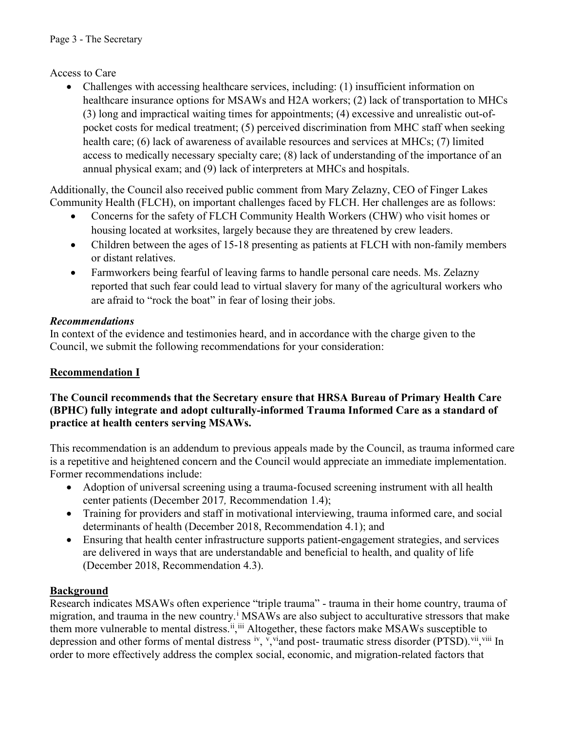Access to Care

- Challenges with accessing healthcare services, including: (1) insufficient information on healthcare insurance options for MSAWs and H2A workers; (2) lack of transportation to MHCs (3) long and impractical waiting times for appointments; (4) excessive and unrealistic out-of-pocket costs for medical treatment; (5) perceived discrimination from MHC staff when seeking health care; (6) lack of awareness of available resources and services at MHCs; (7) limited access to medically necessary specialty care; (8) lack of understanding of the importance of an annual physical exam; and (9) lack of interpreters at MHCs and hospitals.

Additionally, the Council also received public comment from Mary Zelazny, CEO of Finger Lakes Community Health (FLCH), on important challenges faced by FLCH. Her challenges are as follows:

- Concerns for the safety of FLCH Community Health Workers (CHW) who visit homes or housing located at worksites, largely because they are threatened by crew leaders.
- Children between the ages of 15-18 presenting as patients at FLCH with non-family members or distant relatives.
- Farmworkers being fearful of leaving farms to handle personal care needs. Ms. Zelazny reported that such fear could lead to virtual slavery for many of the agricultural workers who are afraid to "rock the boat" in fear of losing their jobs.

### *Recommendations*

In context of the evidence and testimonies heard, and in accordance with the charge given to the Council, we submit the following recommendations for your consideration:

## Recommendation I

**The Council recommends that the Secretary ensure that HRSA Bureau of Primary Health Care (BPHC) fully integrate and adopt culturally-informed Trauma Informed Care as a standard of practice at health centers serving MSAWs.**

This recommendation is an addendum to previous appeals made by the Council, as trauma informed care is a repetitive and heightened concern and the Council would appreciate an immediate implementation. Former recommendations include:

- Adoption of universal screening using a trauma-focused screening instrument with all health center patients (December 2017*,* Recommendation 1.4);
- Training for providers and staff in motivational interviewing, trauma informed care, and social determinants of health (December 2018, Recommendation 4.1); and
- Ensuring that health center infrastructure supports patient-engagement strategies, and services are delivered in ways that are understandable and beneficial to health, and quality of life (December 2018, Recommendation 4.3).

## Background

Research indicates MSAWs often experience "triple trauma" - trauma in their home country, trauma of migration, and trauma in the new country.[i] MSAWs are also subject to acculturative stressors that make them more vulnerable to mental distress.[ii,iii] Altogether, these factors make MSAWs susceptible to depression and other forms of mental distress [iv, v, vi]and post- traumatic stress disorder (PTSD).[vii,viii] In order to more effectively address the complex social, economic, and migration-related factors that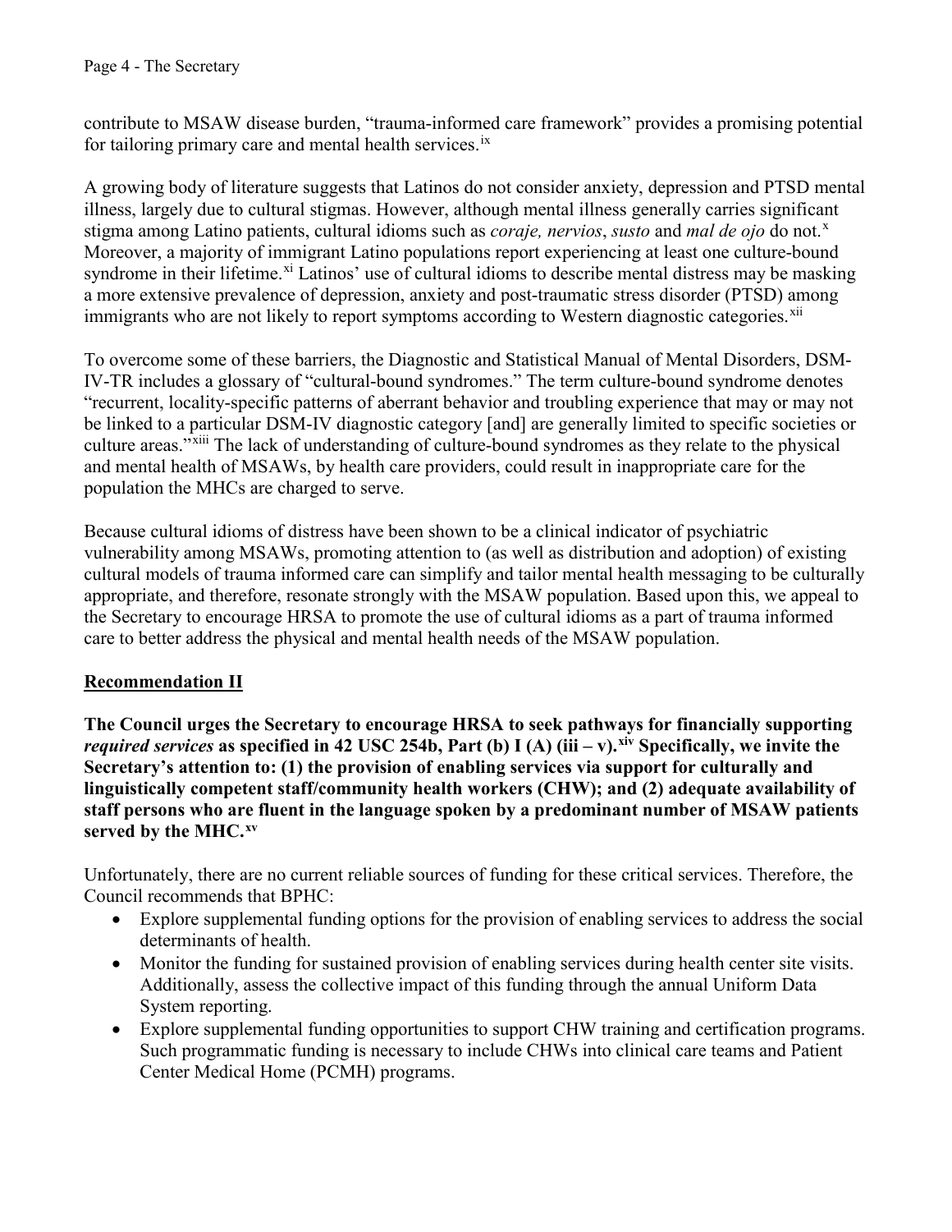contribute to MSAW disease burden, "trauma-informed care framework" provides a promising potential for tailoring primary care and mental health services.[ix]

A growing body of literature suggests that Latinos do not consider anxiety, depression and PTSD mental illness, largely due to cultural stigmas. However, although mental illness generally carries significant stigma among Latino patients, cultural idioms such as *coraje, nervios*, *susto* and *mal de ojo* do not.[x] Moreover, a majority of immigrant Latino populations report experiencing at least one culture-bound syndrome in their lifetime.[xi] Latinos' use of cultural idioms to describe mental distress may be masking a more extensive prevalence of depression, anxiety and post-traumatic stress disorder (PTSD) among immigrants who are not likely to report symptoms according to Western diagnostic categories.[xii]

To overcome some of these barriers, the Diagnostic and Statistical Manual of Mental Disorders, DSM-IV-TR includes a glossary of "cultural-bound syndromes." The term culture-bound syndrome denotes "recurrent, locality-specific patterns of aberrant behavior and troubling experience that may or may not be linked to a particular DSM-IV diagnostic category [and] are generally limited to specific societies or culture areas."[xiii] The lack of understanding of culture-bound syndromes as they relate to the physical and mental health of MSAWs, by health care providers, could result in inappropriate care for the population the MHCs are charged to serve.

Because cultural idioms of distress have been shown to be a clinical indicator of psychiatric vulnerability among MSAWs, promoting attention to (as well as distribution and adoption) of existing cultural models of trauma informed care can simplify and tailor mental health messaging to be culturally appropriate, and therefore, resonate strongly with the MSAW population. Based upon this, we appeal to the Secretary to encourage HRSA to promote the use of cultural idioms as a part of trauma informed care to better address the physical and mental health needs of the MSAW population.

## Recommendation II

**The Council urges the Secretary to encourage HRSA to seek pathways for financially supporting *required services* as specified in 42 USC 254b, Part (b) I (A) (iii – v).[xiv] Specifically, we invite the Secretary's attention to: (1) the provision of enabling services via support for culturally and linguistically competent staff/community health workers (CHW); and (2) adequate availability of staff persons who are fluent in the language spoken by a predominant number of MSAW patients served by the MHC.[xv]**

Unfortunately, there are no current reliable sources of funding for these critical services. Therefore, the Council recommends that BPHC:

- Explore supplemental funding options for the provision of enabling services to address the social determinants of health.
- Monitor the funding for sustained provision of enabling services during health center site visits. Additionally, assess the collective impact of this funding through the annual Uniform Data System reporting.
- Explore supplemental funding opportunities to support CHW training and certification programs. Such programmatic funding is necessary to include CHWs into clinical care teams and Patient Center Medical Home (PCMH) programs.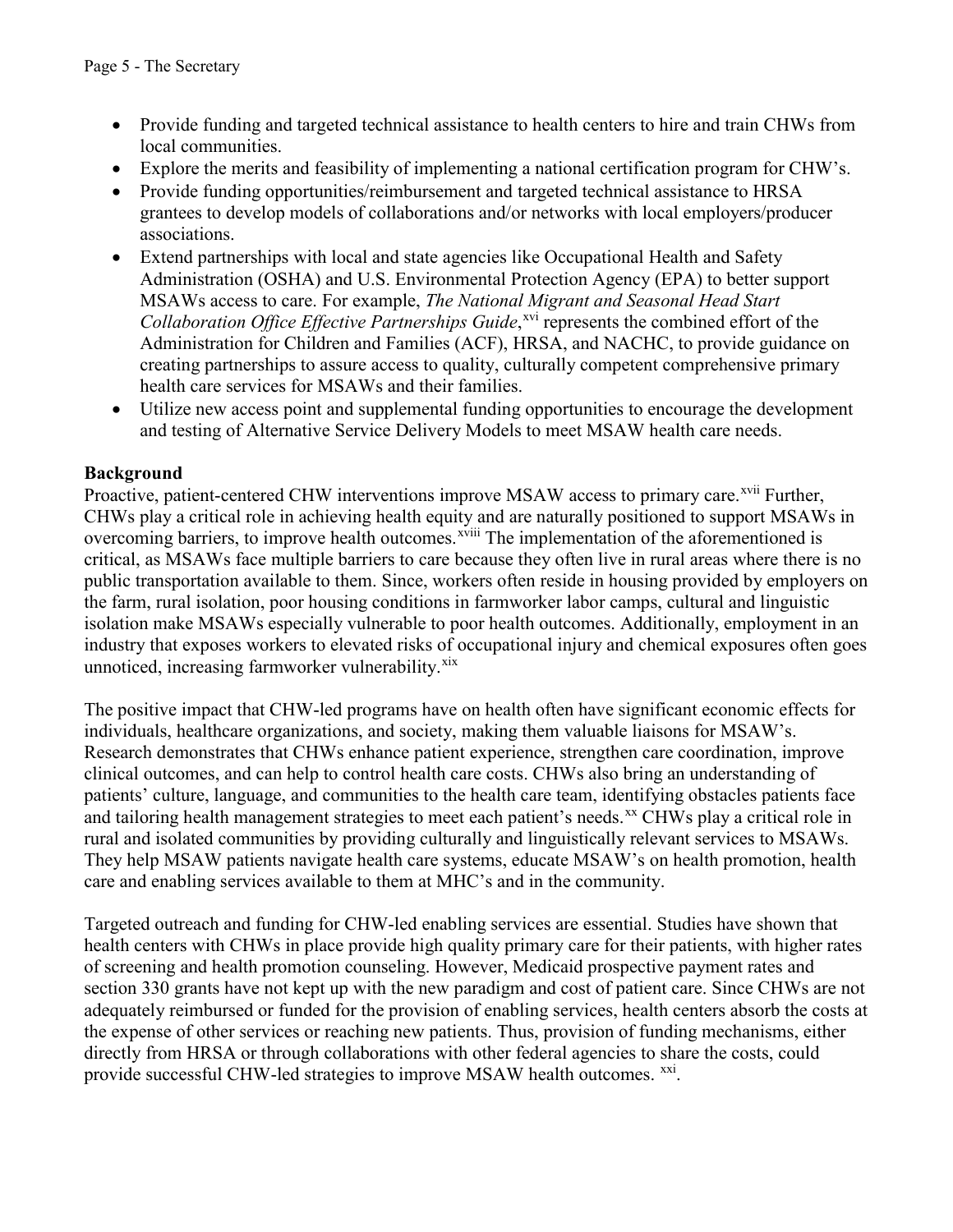- Provide funding and targeted technical assistance to health centers to hire and train CHWs from local communities.
- Explore the merits and feasibility of implementing a national certification program for CHW's.
- Provide funding opportunities/reimbursement and targeted technical assistance to HRSA grantees to develop models of collaborations and/or networks with local employers/producer associations.
- Extend partnerships with local and state agencies like Occupational Health and Safety Administration (OSHA) and U.S. Environmental Protection Agency (EPA) to better support MSAWs access to care. For example, *The National Migrant and Seasonal Head Start Collaboration Office Effective Partnerships Guide*,[xvi] represents the combined effort of the Administration for Children and Families (ACF), HRSA, and NACHC, to provide guidance on creating partnerships to assure access to quality, culturally competent comprehensive primary health care services for MSAWs and their families.
- Utilize new access point and supplemental funding opportunities to encourage the development and testing of Alternative Service Delivery Models to meet MSAW health care needs.

**Background**

Proactive, patient-centered CHW interventions improve MSAW access to primary care.[xvii] Further, CHWs play a critical role in achieving health equity and are naturally positioned to support MSAWs in overcoming barriers, to improve health outcomes.[xviii] The implementation of the aforementioned is critical, as MSAWs face multiple barriers to care because they often live in rural areas where there is no public transportation available to them. Since, workers often reside in housing provided by employers on the farm, rural isolation, poor housing conditions in farmworker labor camps, cultural and linguistic isolation make MSAWs especially vulnerable to poor health outcomes. Additionally, employment in an industry that exposes workers to elevated risks of occupational injury and chemical exposures often goes unnoticed, increasing farmworker vulnerability.[xix]

The positive impact that CHW-led programs have on health often have significant economic effects for individuals, healthcare organizations, and society, making them valuable liaisons for MSAW's. Research demonstrates that CHWs enhance patient experience, strengthen care coordination, improve clinical outcomes, and can help to control health care costs. CHWs also bring an understanding of patients' culture, language, and communities to the health care team, identifying obstacles patients face and tailoring health management strategies to meet each patient's needs.[xx] CHWs play a critical role in rural and isolated communities by providing culturally and linguistically relevant services to MSAWs. They help MSAW patients navigate health care systems, educate MSAW's on health promotion, health care and enabling services available to them at MHC's and in the community.

Targeted outreach and funding for CHW-led enabling services are essential. Studies have shown that health centers with CHWs in place provide high quality primary care for their patients, with higher rates of screening and health promotion counseling. However, Medicaid prospective payment rates and section 330 grants have not kept up with the new paradigm and cost of patient care. Since CHWs are not adequately reimbursed or funded for the provision of enabling services, health centers absorb the costs at the expense of other services or reaching new patients. Thus, provision of funding mechanisms, either directly from HRSA or through collaborations with other federal agencies to share the costs, could provide successful CHW-led strategies to improve MSAW health outcomes. [xxi].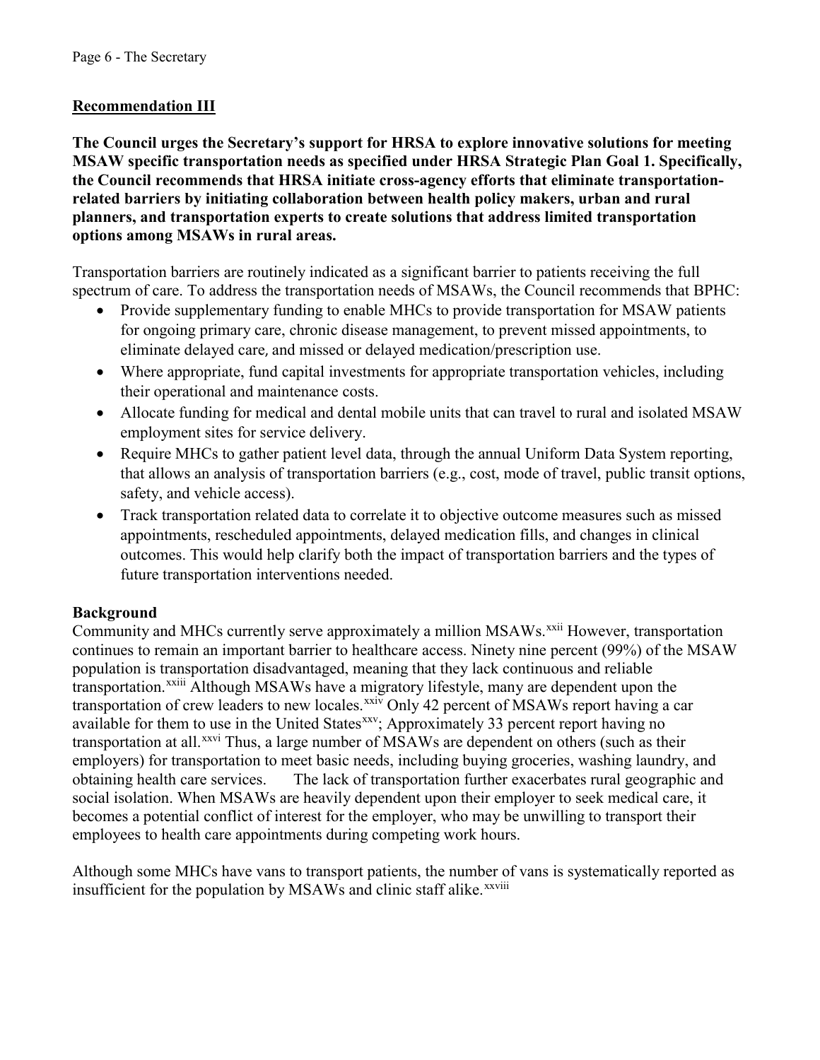## Recommendation III

**The Council urges the Secretary's support for HRSA to explore innovative solutions for meeting MSAW specific transportation needs as specified under HRSA Strategic Plan Goal 1. Specifically, the Council recommends that HRSA initiate cross-agency efforts that eliminate transportation-related barriers by initiating collaboration between health policy makers, urban and rural planners, and transportation experts to create solutions that address limited transportation options among MSAWs in rural areas.**

Transportation barriers are routinely indicated as a significant barrier to patients receiving the full spectrum of care. To address the transportation needs of MSAWs, the Council recommends that BPHC:

- Provide supplementary funding to enable MHCs to provide transportation for MSAW patients for ongoing primary care, chronic disease management, to prevent missed appointments, to eliminate delayed care, and missed or delayed medication/prescription use.
- Where appropriate, fund capital investments for appropriate transportation vehicles, including their operational and maintenance costs.
- Allocate funding for medical and dental mobile units that can travel to rural and isolated MSAW employment sites for service delivery.
- Require MHCs to gather patient level data, through the annual Uniform Data System reporting, that allows an analysis of transportation barriers (e.g., cost, mode of travel, public transit options, safety, and vehicle access).
- Track transportation related data to correlate it to objective outcome measures such as missed appointments, rescheduled appointments, delayed medication fills, and changes in clinical outcomes. This would help clarify both the impact of transportation barriers and the types of future transportation interventions needed.

### Background

Community and MHCs currently serve approximately a million MSAWs.[xxii] However, transportation continues to remain an important barrier to healthcare access. Ninety nine percent (99%) of the MSAW population is transportation disadvantaged, meaning that they lack continuous and reliable transportation.[xxiii] Although MSAWs have a migratory lifestyle, many are dependent upon the transportation of crew leaders to new locales.[xxiv] Only 42 percent of MSAWs report having a car available for them to use in the United States[xxv]; Approximately 33 percent report having no transportation at all.[xxvi] Thus, a large number of MSAWs are dependent on others (such as their employers) for transportation to meet basic needs, including buying groceries, washing laundry, and obtaining health care services. The lack of transportation further exacerbates rural geographic and social isolation. When MSAWs are heavily dependent upon their employer to seek medical care, it becomes a potential conflict of interest for the employer, who may be unwilling to transport their employees to health care appointments during competing work hours.

Although some MHCs have vans to transport patients, the number of vans is systematically reported as insufficient for the population by MSAWs and clinic staff alike.[xxviii]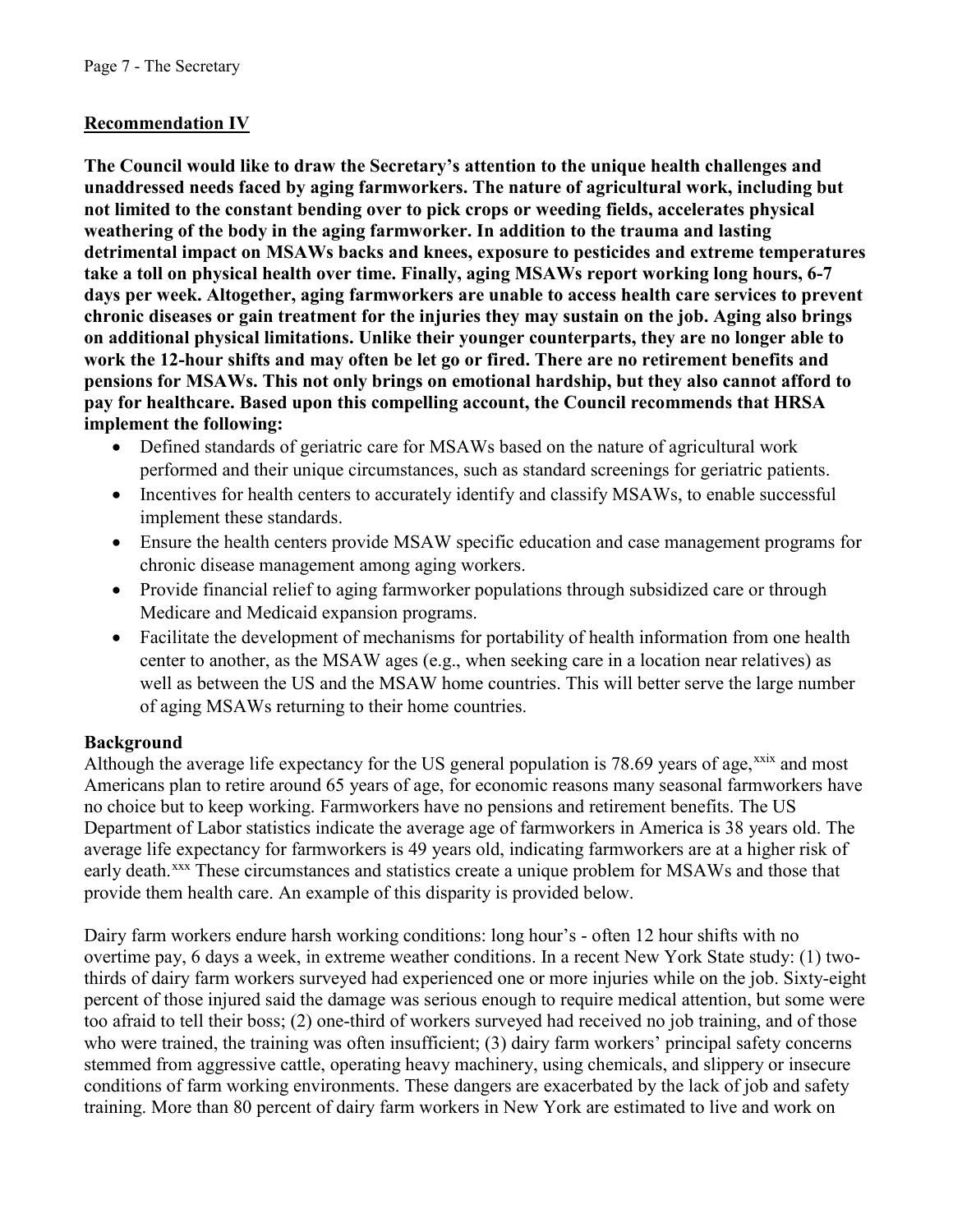## Recommendation IV

**The Council would like to draw the Secretary's attention to the unique health challenges and unaddressed needs faced by aging farmworkers. The nature of agricultural work, including but not limited to the constant bending over to pick crops or weeding fields, accelerates physical weathering of the body in the aging farmworker. In addition to the trauma and lasting detrimental impact on MSAWs backs and knees, exposure to pesticides and extreme temperatures take a toll on physical health over time. Finally, aging MSAWs report working long hours, 6-7 days per week. Altogether, aging farmworkers are unable to access health care services to prevent chronic diseases or gain treatment for the injuries they may sustain on the job. Aging also brings on additional physical limitations. Unlike their younger counterparts, they are no longer able to work the 12-hour shifts and may often be let go or fired. There are no retirement benefits and pensions for MSAWs. This not only brings on emotional hardship, but they also cannot afford to pay for healthcare. Based upon this compelling account, the Council recommends that HRSA implement the following:**

- Defined standards of geriatric care for MSAWs based on the nature of agricultural work performed and their unique circumstances, such as standard screenings for geriatric patients.
- Incentives for health centers to accurately identify and classify MSAWs, to enable successful implement these standards.
- Ensure the health centers provide MSAW specific education and case management programs for chronic disease management among aging workers.
- Provide financial relief to aging farmworker populations through subsidized care or through Medicare and Medicaid expansion programs.
- Facilitate the development of mechanisms for portability of health information from one health center to another, as the MSAW ages (e.g., when seeking care in a location near relatives) as well as between the US and the MSAW home countries. This will better serve the large number of aging MSAWs returning to their home countries.

### Background

Although the average life expectancy for the US general population is 78.69 years of age,[xxix] and most Americans plan to retire around 65 years of age, for economic reasons many seasonal farmworkers have no choice but to keep working. Farmworkers have no pensions and retirement benefits. The US Department of Labor statistics indicate the average age of farmworkers in America is 38 years old. The average life expectancy for farmworkers is 49 years old, indicating farmworkers are at a higher risk of early death.[xxx] These circumstances and statistics create a unique problem for MSAWs and those that provide them health care. An example of this disparity is provided below.

Dairy farm workers endure harsh working conditions: long hour's - often 12 hour shifts with no overtime pay, 6 days a week, in extreme weather conditions. In a recent New York State study: (1) two-thirds of dairy farm workers surveyed had experienced one or more injuries while on the job. Sixty-eight percent of those injured said the damage was serious enough to require medical attention, but some were too afraid to tell their boss; (2) one-third of workers surveyed had received no job training, and of those who were trained, the training was often insufficient; (3) dairy farm workers' principal safety concerns stemmed from aggressive cattle, operating heavy machinery, using chemicals, and slippery or insecure conditions of farm working environments. These dangers are exacerbated by the lack of job and safety training. More than 80 percent of dairy farm workers in New York are estimated to live and work on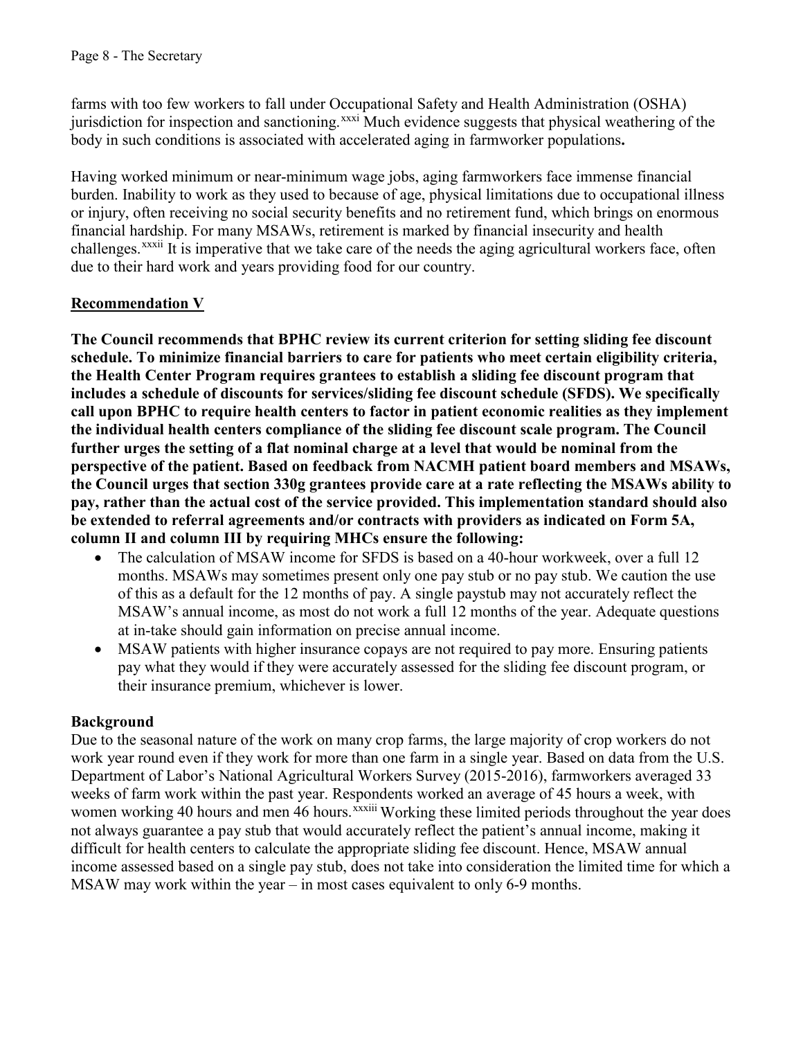farms with too few workers to fall under Occupational Safety and Health Administration (OSHA) jurisdiction for inspection and sanctioning.[xxxi] Much evidence suggests that physical weathering of the body in such conditions is associated with accelerated aging in farmworker populations**.**

Having worked minimum or near-minimum wage jobs, aging farmworkers face immense financial burden. Inability to work as they used to because of age, physical limitations due to occupational illness or injury, often receiving no social security benefits and no retirement fund, which brings on enormous financial hardship. For many MSAWs, retirement is marked by financial insecurity and health challenges.[xxxii] It is imperative that we take care of the needs the aging agricultural workers face, often due to their hard work and years providing food for our country.

## Recommendation V

**The Council recommends that BPHC review its current criterion for setting sliding fee discount schedule. To minimize financial barriers to care for patients who meet certain eligibility criteria, the Health Center Program requires grantees to establish a sliding fee discount program that includes a schedule of discounts for services/sliding fee discount schedule (SFDS). We specifically call upon BPHC to require health centers to factor in patient economic realities as they implement the individual health centers compliance of the sliding fee discount scale program. The Council further urges the setting of a flat nominal charge at a level that would be nominal from the perspective of the patient. Based on feedback from NACMH patient board members and MSAWs, the Council urges that section 330g grantees provide care at a rate reflecting the MSAWs ability to pay, rather than the actual cost of the service provided. This implementation standard should also be extended to referral agreements and/or contracts with providers as indicated on Form 5A, column II and column III by requiring MHCs ensure the following:**

- The calculation of MSAW income for SFDS is based on a 40-hour workweek, over a full 12 months. MSAWs may sometimes present only one pay stub or no pay stub. We caution the use of this as a default for the 12 months of pay. A single paystub may not accurately reflect the MSAW's annual income, as most do not work a full 12 months of the year. Adequate questions at in-take should gain information on precise annual income.
- MSAW patients with higher insurance copays are not required to pay more. Ensuring patients pay what they would if they were accurately assessed for the sliding fee discount program, or their insurance premium, whichever is lower.

### Background

Due to the seasonal nature of the work on many crop farms, the large majority of crop workers do not work year round even if they work for more than one farm in a single year. Based on data from the U.S. Department of Labor's National Agricultural Workers Survey (2015-2016), farmworkers averaged 33 weeks of farm work within the past year. Respondents worked an average of 45 hours a week, with women working 40 hours and men 46 hours.[xxxiii] Working these limited periods throughout the year does not always guarantee a pay stub that would accurately reflect the patient's annual income, making it difficult for health centers to calculate the appropriate sliding fee discount. Hence, MSAW annual income assessed based on a single pay stub, does not take into consideration the limited time for which a MSAW may work within the year – in most cases equivalent to only 6-9 months.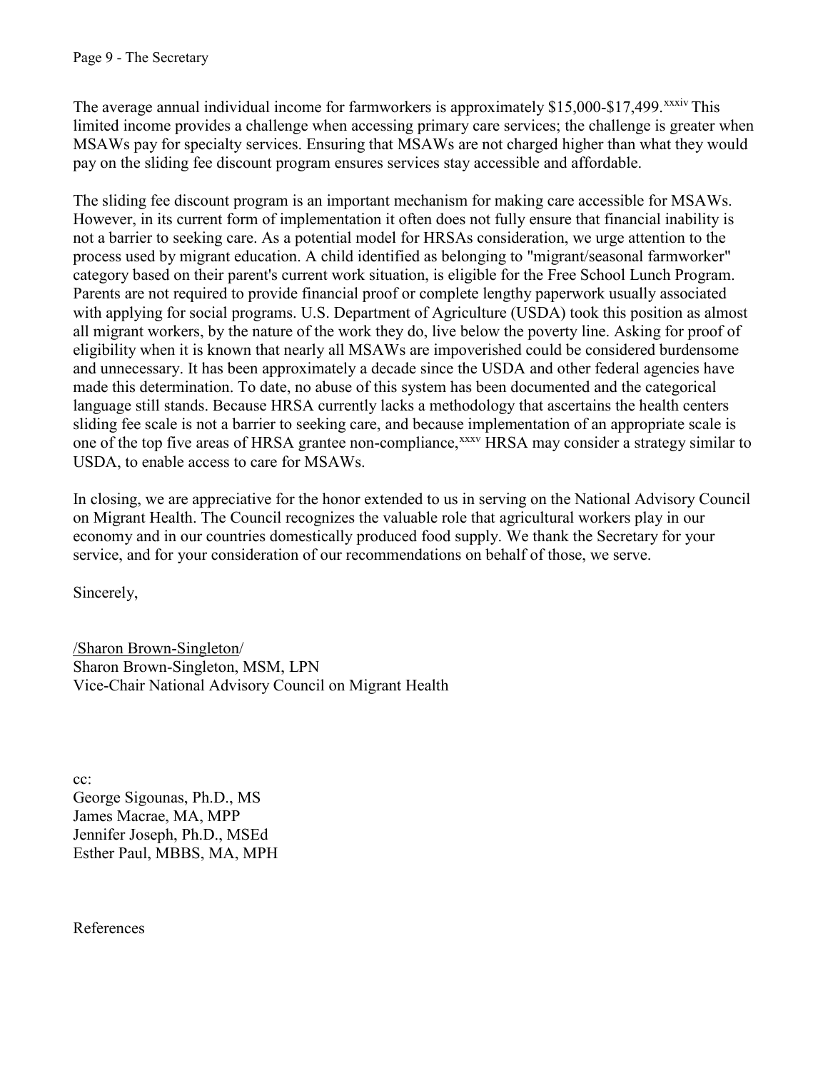The average annual individual income for farmworkers is approximately $15,000-$17,499.[xxxiv] This limited income provides a challenge when accessing primary care services; the challenge is greater when MSAWs pay for specialty services. Ensuring that MSAWs are not charged higher than what they would pay on the sliding fee discount program ensures services stay accessible and affordable.

The sliding fee discount program is an important mechanism for making care accessible for MSAWs. However, in its current form of implementation it often does not fully ensure that financial inability is not a barrier to seeking care. As a potential model for HRSAs consideration, we urge attention to the process used by migrant education. A child identified as belonging to "migrant/seasonal farmworker" category based on their parent's current work situation, is eligible for the Free School Lunch Program. Parents are not required to provide financial proof or complete lengthy paperwork usually associated with applying for social programs. U.S. Department of Agriculture (USDA) took this position as almost all migrant workers, by the nature of the work they do, live below the poverty line. Asking for proof of eligibility when it is known that nearly all MSAWs are impoverished could be considered burdensome and unnecessary. It has been approximately a decade since the USDA and other federal agencies have made this determination. To date, no abuse of this system has been documented and the categorical language still stands. Because HRSA currently lacks a methodology that ascertains the health centers sliding fee scale is not a barrier to seeking care, and because implementation of an appropriate scale is one of the top five areas of HRSA grantee non-compliance,[xxxv] HRSA may consider a strategy similar to USDA, to enable access to care for MSAWs.

In closing, we are appreciative for the honor extended to us in serving on the National Advisory Council on Migrant Health. The Council recognizes the valuable role that agricultural workers play in our economy and in our countries domestically produced food supply. We thank the Secretary for your service, and for your consideration of our recommendations on behalf of those, we serve.

Sincerely,

/Sharon Brown-Singleton/
Sharon Brown-Singleton, MSM, LPN
Vice-Chair National Advisory Council on Migrant Health

cc:
George Sigounas, Ph.D., MS
James Macrae, MA, MPP
Jennifer Joseph, Ph.D., MSEd
Esther Paul, MBBS, MA, MPH

References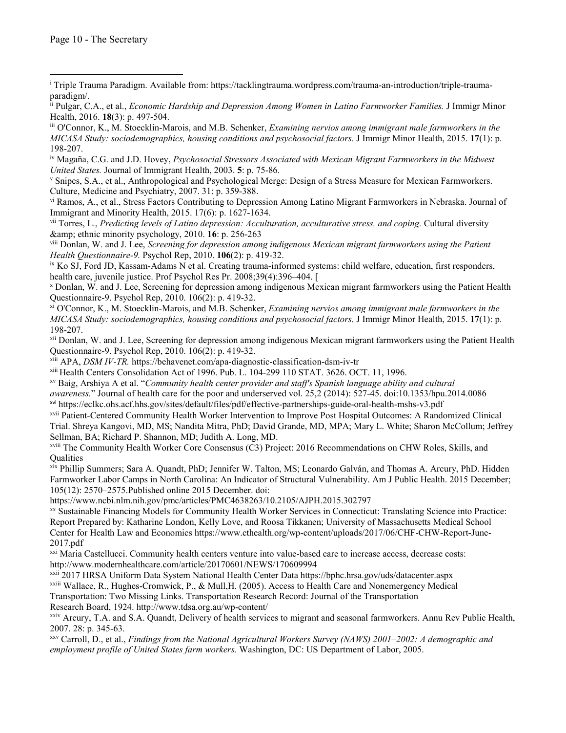[i] Triple Trauma Paradigm. Available from: https://tacklingtrauma.wordpress.com/trauma-an-introduction/triple-trauma-paradigm/.

[ii] Pulgar, C.A., et al., *Economic Hardship and Depression Among Women in Latino Farmworker Families.* J Immigr Minor Health, 2016. **18**(3): p. 497-504.

[iii] O'Connor, K., M. Stoecklin-Marois, and M.B. Schenker, *Examining nervios among immigrant male farmworkers in the MICASA Study: sociodemographics, housing conditions and psychosocial factors.* J Immigr Minor Health, 2015. **17**(1): p. 198-207.

[iv] Magaña, C.G. and J.D. Hovey, *Psychosocial Stressors Associated with Mexican Migrant Farmworkers in the Midwest United States.* Journal of Immigrant Health, 2003. **5**: p. 75-86.

[v] Snipes, S.A., et al., Anthropological and Psychological Merge: Design of a Stress Measure for Mexican Farmworkers. Culture, Medicine and Psychiatry, 2007. 31: p. 359-388.

[vi] Ramos, A., et al., Stress Factors Contributing to Depression Among Latino Migrant Farmworkers in Nebraska. Journal of Immigrant and Minority Health, 2015. 17(6): p. 1627-1634.

[vii] Torres, L., *Predicting levels of Latino depression: Acculturation, acculturative stress, and coping.* Cultural diversity &amp; ethnic minority psychology, 2010. **16**: p. 256-263

[viii] Donlan, W. and J. Lee, *Screening for depression among indigenous Mexican migrant farmworkers using the Patient Health Questionnaire-9.* Psychol Rep, 2010. **106**(2): p. 419-32.

[ix] Ko SJ, Ford JD, Kassam-Adams N et al. Creating trauma-informed systems: child welfare, education, first responders, health care, juvenile justice. Prof Psychol Res Pr. 2008;39(4):396–404. [

[x] Donlan, W. and J. Lee, Screening for depression among indigenous Mexican migrant farmworkers using the Patient Health Questionnaire-9. Psychol Rep, 2010. 106(2): p. 419-32.

[xi] O'Connor, K., M. Stoecklin-Marois, and M.B. Schenker, *Examining nervios among immigrant male farmworkers in the MICASA Study: sociodemographics, housing conditions and psychosocial factors.* J Immigr Minor Health, 2015. **17**(1): p. 198-207.

[xii] Donlan, W. and J. Lee, Screening for depression among indigenous Mexican migrant farmworkers using the Patient Health Questionnaire-9. Psychol Rep, 2010. 106(2): p. 419-32.

[xiii] APA, *DSM IV-TR.* https://behavenet.com/apa-diagnostic-classification-dsm-iv-tr

[xiii] Health Centers Consolidation Act of 1996. Pub. L. 104-299 110 STAT. 3626. OCT. 11, 1996.

[xv] Baig, Arshiya A et al. "*Community health center provider and staff's Spanish language ability and cultural awareness.*" Journal of health care for the poor and underserved vol. 25,2 (2014): 527-45. doi:10.1353/hpu.2014.0086

[xvi] https://eclkc.ohs.acf.hhs.gov/sites/default/files/pdf/effective-partnerships-guide-oral-health-mshs-v3.pdf

[xvii] Patient-Centered Community Health Worker Intervention to Improve Post Hospital Outcomes: A Randomized Clinical Trial. Shreya Kangovi, MD, MS; Nandita Mitra, PhD; David Grande, MD, MPA; Mary L. White; Sharon McCollum; Jeffrey Sellman, BA; Richard P. Shannon, MD; Judith A. Long, MD.

[xviii] The Community Health Worker Core Consensus (C3) Project: 2016 Recommendations on CHW Roles, Skills, and Qualities

[xix] Phillip Summers; Sara A. Quandt, PhD; Jennifer W. Talton, MS; Leonardo Galván, and Thomas A. Arcury, PhD. Hidden Farmworker Labor Camps in North Carolina: An Indicator of Structural Vulnerability. Am J Public Health. 2015 December; 105(12): 2570–2575.Published online 2015 December. doi: https://www.ncbi.nlm.nih.gov/pmc/articles/PMC4638263/10.2105/AJPH.2015.302797

[xx] Sustainable Financing Models for Community Health Worker Services in Connecticut: Translating Science into Practice: Report Prepared by: Katharine London, Kelly Love, and Roosa Tikkanen; University of Massachusetts Medical School Center for Health Law and Economics https://www.cthealth.org/wp-content/uploads/2017/06/CHF-CHW-Report-June-2017.pdf

[xxi] Maria Castellucci. Community health centers venture into value-based care to increase access, decrease costs: http://www.modernhealthcare.com/article/20170601/NEWS/170609994

[xxii] 2017 HRSA Uniform Data System National Health Center Data https://bphc.hrsa.gov/uds/datacenter.aspx

[xxiii] Wallace, R., Hughes-Cromwick, P., & Mull,H. (2005). Access to Health Care and Nonemergency Medical Transportation: Two Missing Links. Transportation Research Record: Journal of the Transportation Research Board, 1924. http://www.tdsa.org.au/wp-content/

[xxiv] Arcury, T.A. and S.A. Quandt, Delivery of health services to migrant and seasonal farmworkers. Annu Rev Public Health, 2007. 28: p. 345-63.

[xxv] Carroll, D., et al., *Findings from the National Agricultural Workers Survey (NAWS) 2001–2002: A demographic and employment profile of United States farm workers.* Washington, DC: US Department of Labor, 2005.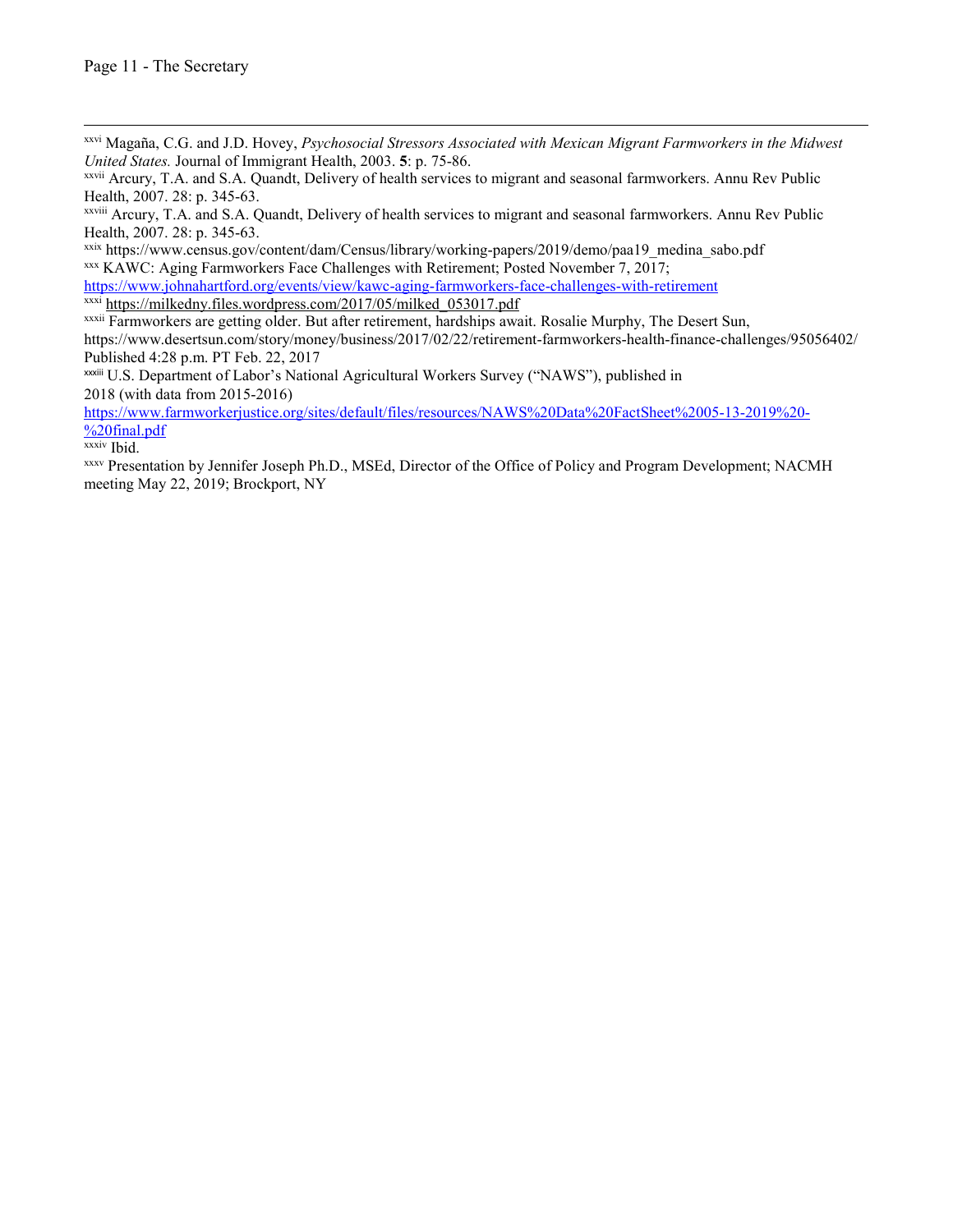[xxvi] Magaña, C.G. and J.D. Hovey, *Psychosocial Stressors Associated with Mexican Migrant Farmworkers in the Midwest United States.* Journal of Immigrant Health, 2003. **5**: p. 75-86.

[xxvii] Arcury, T.A. and S.A. Quandt, Delivery of health services to migrant and seasonal farmworkers. Annu Rev Public Health, 2007. 28: p. 345-63.

[xxviii] Arcury, T.A. and S.A. Quandt, Delivery of health services to migrant and seasonal farmworkers. Annu Rev Public Health, 2007. 28: p. 345-63.

[xxix] https://www.census.gov/content/dam/Census/library/working-papers/2019/demo/paa19_medina_sabo.pdf

[xxx] KAWC: Aging Farmworkers Face Challenges with Retirement; Posted November 7, 2017; https://www.johnahartford.org/events/view/kawc-aging-farmworkers-face-challenges-with-retirement

[xxxi] https://milkedny.files.wordpress.com/2017/05/milked_053017.pdf

[xxxii] Farmworkers are getting older. But after retirement, hardships await. Rosalie Murphy, The Desert Sun, https://www.desertsun.com/story/money/business/2017/02/22/retirement-farmworkers-health-finance-challenges/95056402/ Published 4:28 p.m. PT Feb. 22, 2017

[xxxiii] U.S. Department of Labor's National Agricultural Workers Survey ("NAWS"), published in 2018 (with data from 2015-2016)
https://www.farmworkerjustice.org/sites/default/files/resources/NAWS%20Data%20FactSheet%2005-13-2019%20-%20final.pdf

[xxxiv] Ibid.

[xxxv] Presentation by Jennifer Joseph Ph.D., MSEd, Director of the Office of Policy and Program Development; NACMH meeting May 22, 2019; Brockport, NY